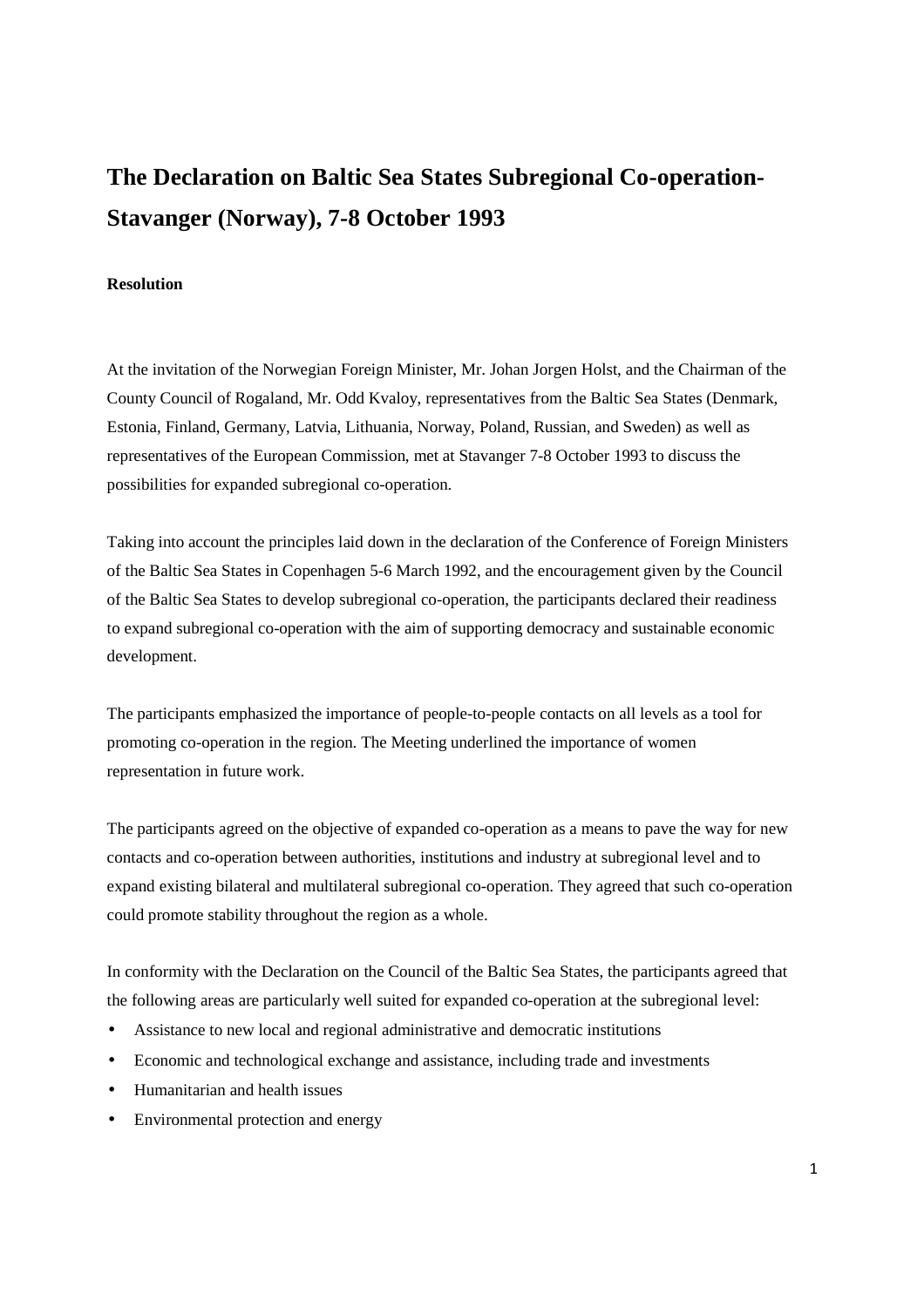# The Declaration on Baltic Sea States Subregional Co-operation- Stavanger (Norway), 7-8 October 1993

**Resolution**

At the invitation of the Norwegian Foreign Minister, Mr. Johan Jorgen Holst, and the Chairman of the County Council of Rogaland, Mr. Odd Kvaloy, representatives from the Baltic Sea States (Denmark, Estonia, Finland, Germany, Latvia, Lithuania, Norway, Poland, Russian, and Sweden) as well as representatives of the European Commission, met at Stavanger 7-8 October 1993 to discuss the possibilities for expanded subregional co-operation.

Taking into account the principles laid down in the declaration of the Conference of Foreign Ministers of the Baltic Sea States in Copenhagen 5-6 March 1992, and the encouragement given by the Council of the Baltic Sea States to develop subregional co-operation, the participants declared their readiness to expand subregional co-operation with the aim of supporting democracy and sustainable economic development.

The participants emphasized the importance of people-to-people contacts on all levels as a tool for promoting co-operation in the region. The Meeting underlined the importance of women representation in future work.

The participants agreed on the objective of expanded co-operation as a means to pave the way for new contacts and co-operation between authorities, institutions and industry at subregional level and to expand existing bilateral and multilateral subregional co-operation. They agreed that such co-operation could promote stability throughout the region as a whole.

In conformity with the Declaration on the Council of the Baltic Sea States, the participants agreed that the following areas are particularly well suited for expanded co-operation at the subregional level:

- Assistance to new local and regional administrative and democratic institutions
- Economic and technological exchange and assistance, including trade and investments
- Humanitarian and health issues
- Environmental protection and energy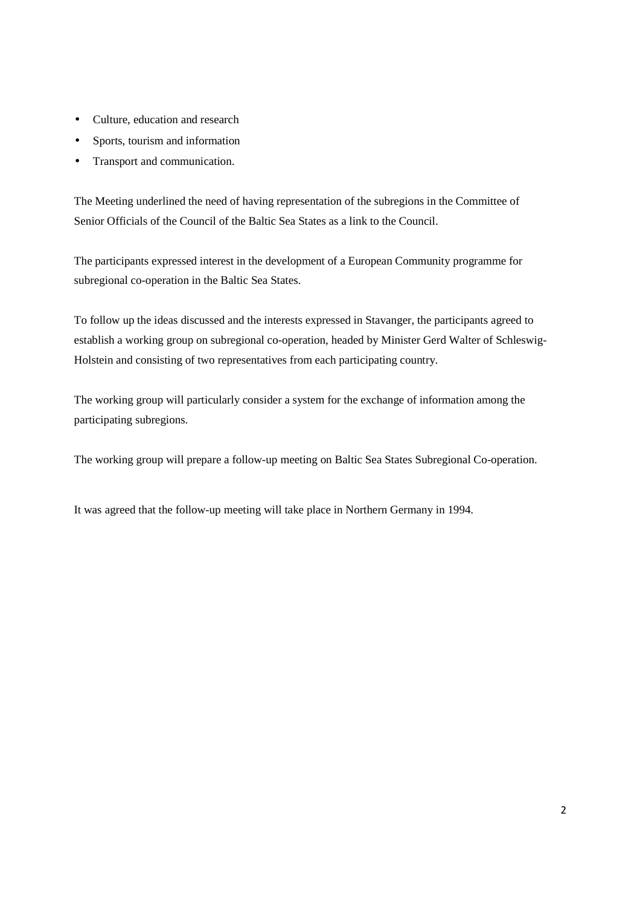- Culture, education and research
- Sports, tourism and information
- Transport and communication.

The Meeting underlined the need of having representation of the subregions in the Committee of Senior Officials of the Council of the Baltic Sea States as a link to the Council.

The participants expressed interest in the development of a European Community programme for subregional co-operation in the Baltic Sea States.

To follow up the ideas discussed and the interests expressed in Stavanger, the participants agreed to establish a working group on subregional co-operation, headed by Minister Gerd Walter of Schleswig-Holstein and consisting of two representatives from each participating country.

The working group will particularly consider a system for the exchange of information among the participating subregions.

The working group will prepare a follow-up meeting on Baltic Sea States Subregional Co-operation.

It was agreed that the follow-up meeting will take place in Northern Germany in 1994.